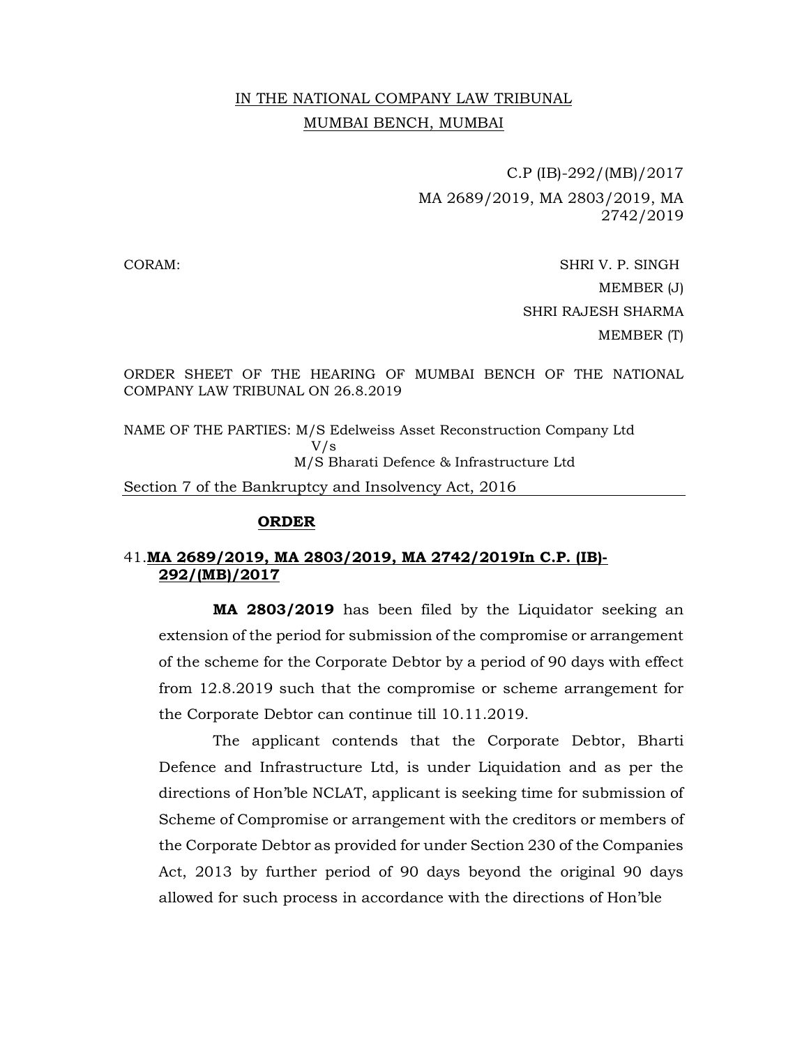IN THE NATIONAL COMPANY LAW TRIBUNAL

MUMBAI BENCH, MUMBAI

C.P (IB)-292/(MB)/2017

MA 2689/2019, MA 2803/2019, MA 2742/2019

CORAM: SHRI V. P. SINGH MEMBER (J)

SHRI RAJESH SHARMA MEMBER (T)

ORDER SHEET OF THE HEARING OF MUMBAI BENCH OF THE NATIONAL COMPANY LAW TRIBUNAL ON 26.8.2019

NAME OF THE PARTIES: M/S Edelweiss Asset Reconstruction Company Ltd
V/s
M/S Bharati Defence & Infrastructure Ltd

Section 7 of the Bankruptcy and Insolvency Act, 2016

**ORDER**

41.**MA 2689/2019, MA 2803/2019, MA 2742/2019In C.P. (IB)-292/(MB)/2017**

**MA 2803/2019** has been filed by the Liquidator seeking an extension of the period for submission of the compromise or arrangement of the scheme for the Corporate Debtor by a period of 90 days with effect from 12.8.2019 such that the compromise or scheme arrangement for the Corporate Debtor can continue till 10.11.2019.

The applicant contends that the Corporate Debtor, Bharti Defence and Infrastructure Ltd, is under Liquidation and as per the directions of Hon'ble NCLAT, applicant is seeking time for submission of Scheme of Compromise or arrangement with the creditors or members of the Corporate Debtor as provided for under Section 230 of the Companies Act, 2013 by further period of 90 days beyond the original 90 days allowed for such process in accordance with the directions of Hon'ble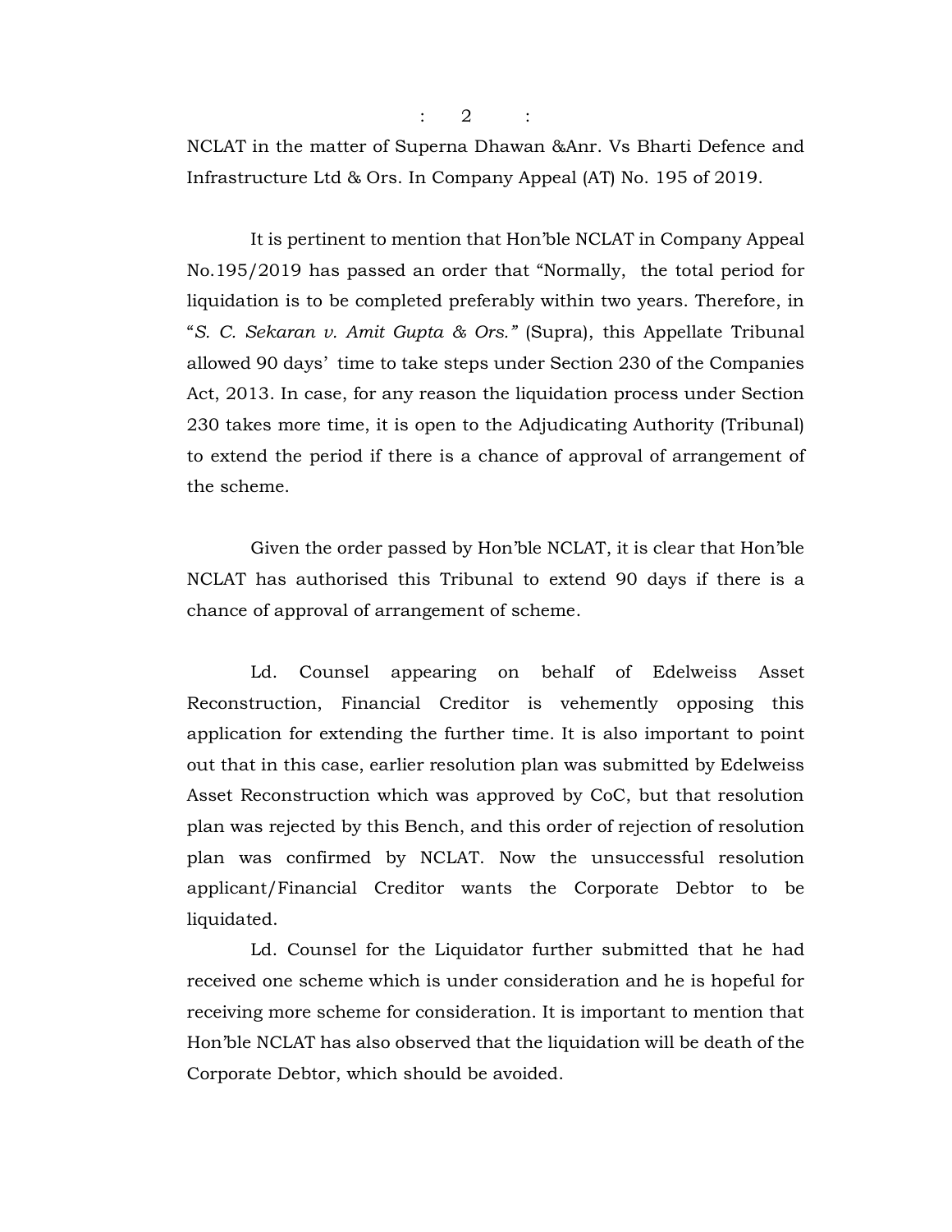NCLAT in the matter of Superna Dhawan &Anr. Vs Bharti Defence and Infrastructure Ltd & Ors. In Company Appeal (AT) No. 195 of 2019.

It is pertinent to mention that Hon'ble NCLAT in Company Appeal No.195/2019 has passed an order that "Normally, the total period for liquidation is to be completed preferably within two years. Therefore, in "*S. C. Sekaran v. Amit Gupta & Ors."* (Supra), this Appellate Tribunal allowed 90 days' time to take steps under Section 230 of the Companies Act, 2013. In case, for any reason the liquidation process under Section 230 takes more time, it is open to the Adjudicating Authority (Tribunal) to extend the period if there is a chance of approval of arrangement of the scheme.

Given the order passed by Hon'ble NCLAT, it is clear that Hon'ble NCLAT has authorised this Tribunal to extend 90 days if there is a chance of approval of arrangement of scheme.

Ld. Counsel appearing on behalf of Edelweiss Asset Reconstruction, Financial Creditor is vehemently opposing this application for extending the further time. It is also important to point out that in this case, earlier resolution plan was submitted by Edelweiss Asset Reconstruction which was approved by CoC, but that resolution plan was rejected by this Bench, and this order of rejection of resolution plan was confirmed by NCLAT. Now the unsuccessful resolution applicant/Financial Creditor wants the Corporate Debtor to be liquidated.

Ld. Counsel for the Liquidator further submitted that he had received one scheme which is under consideration and he is hopeful for receiving more scheme for consideration. It is important to mention that Hon'ble NCLAT has also observed that the liquidation will be death of the Corporate Debtor, which should be avoided.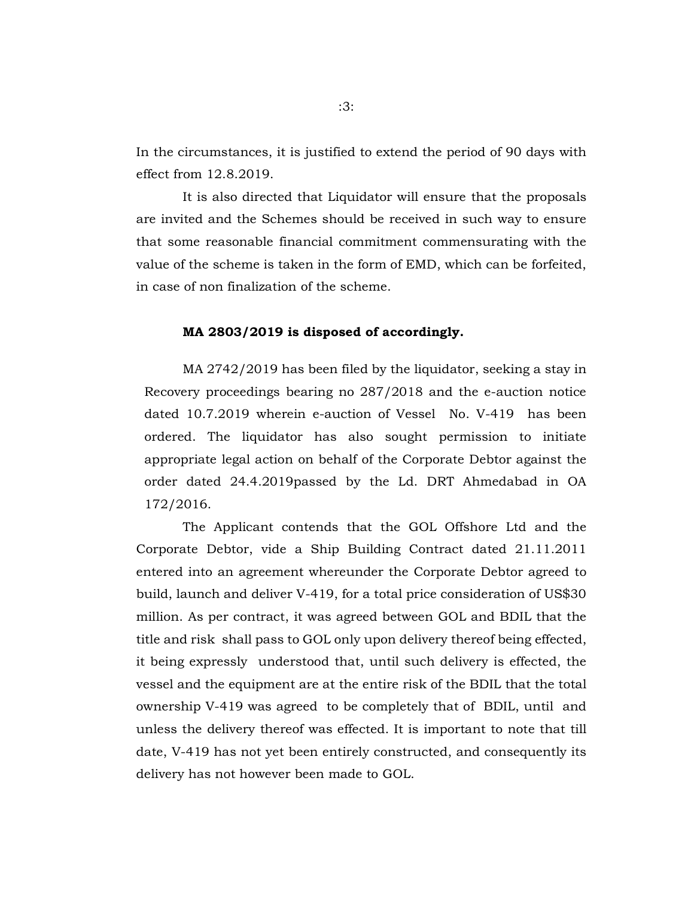In the circumstances, it is justified to extend the period of 90 days with effect from 12.8.2019.

It is also directed that Liquidator will ensure that the proposals are invited and the Schemes should be received in such way to ensure that some reasonable financial commitment commensurating with the value of the scheme is taken in the form of EMD, which can be forfeited, in case of non finalization of the scheme.

**MA 2803/2019 is disposed of accordingly.**

MA 2742/2019 has been filed by the liquidator, seeking a stay in Recovery proceedings bearing no 287/2018 and the e-auction notice dated 10.7.2019 wherein e-auction of Vessel No. V-419 has been ordered. The liquidator has also sought permission to initiate appropriate legal action on behalf of the Corporate Debtor against the order dated 24.4.2019passed by the Ld. DRT Ahmedabad in OA 172/2016.

The Applicant contends that the GOL Offshore Ltd and the Corporate Debtor, vide a Ship Building Contract dated 21.11.2011 entered into an agreement whereunder the Corporate Debtor agreed to build, launch and deliver V-419, for a total price consideration of US$30 million. As per contract, it was agreed between GOL and BDIL that the title and risk shall pass to GOL only upon delivery thereof being effected, it being expressly understood that, until such delivery is effected, the vessel and the equipment are at the entire risk of the BDIL that the total ownership V-419 was agreed to be completely that of BDIL, until and unless the delivery thereof was effected. It is important to note that till date, V-419 has not yet been entirely constructed, and consequently its delivery has not however been made to GOL.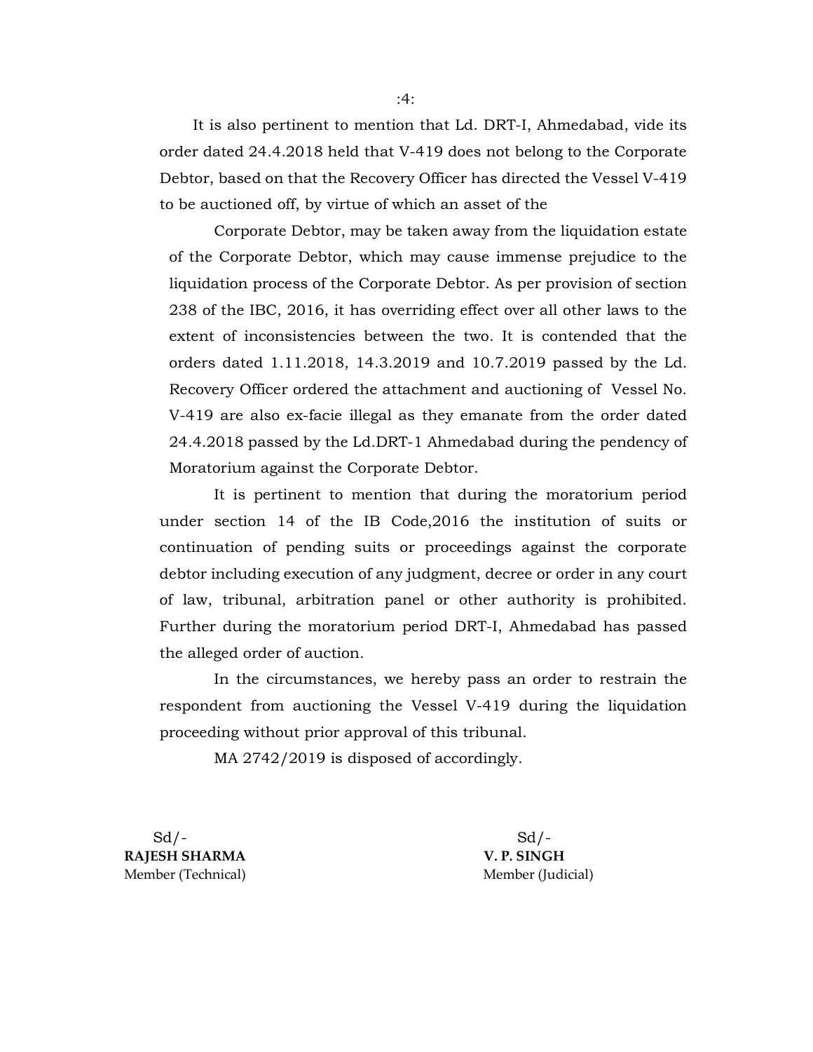It is also pertinent to mention that Ld. DRT-I, Ahmedabad, vide its order dated 24.4.2018 held that V-419 does not belong to the Corporate Debtor, based on that the Recovery Officer has directed the Vessel V-419 to be auctioned off, by virtue of which an asset of the

Corporate Debtor, may be taken away from the liquidation estate of the Corporate Debtor, which may cause immense prejudice to the liquidation process of the Corporate Debtor. As per provision of section 238 of the IBC, 2016, it has overriding effect over all other laws to the extent of inconsistencies between the two. It is contended that the orders dated 1.11.2018, 14.3.2019 and 10.7.2019 passed by the Ld. Recovery Officer ordered the attachment and auctioning of Vessel No. V-419 are also ex-facie illegal as they emanate from the order dated 24.4.2018 passed by the Ld.DRT-1 Ahmedabad during the pendency of Moratorium against the Corporate Debtor.

It is pertinent to mention that during the moratorium period under section 14 of the IB Code,2016 the institution of suits or continuation of pending suits or proceedings against the corporate debtor including execution of any judgment, decree or order in any court of law, tribunal, arbitration panel or other authority is prohibited. Further during the moratorium period DRT-I, Ahmedabad has passed the alleged order of auction.

In the circumstances, we hereby pass an order to restrain the respondent from auctioning the Vessel V-419 during the liquidation proceeding without prior approval of this tribunal.

MA 2742/2019 is disposed of accordingly.

Sd/-
**RAJESH SHARMA**
Member (Technical)

Sd/-
**V. P. SINGH**
Member (Judicial)